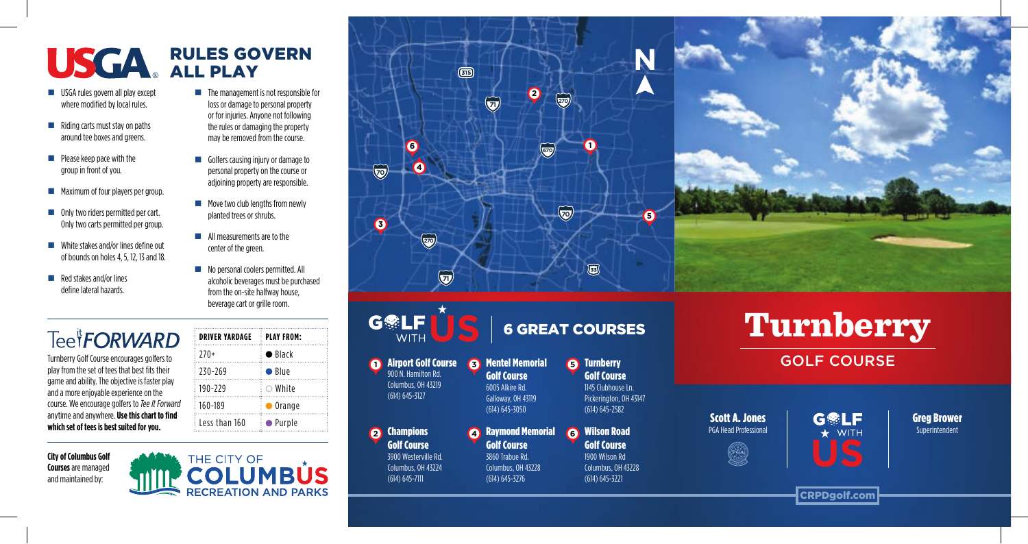# USGA RULES GOVERN ALL PLAY

- USGA rules govern all play except where modified by local rules.
- Riding carts must stay on paths around tee boxes and greens.
- Please keep pace with the group in front of you.
- Maximum of four players per group.
- Only two riders permitted per cart. Only two carts permitted per group.
- White stakes and/or lines define out of bounds on holes 4, 5, 12, 13 and 18.
- Red stakes and/or lines define lateral hazards.
- The management is not responsible for loss or damage to personal property or for injuries. Anyone not following the rules or damaging the property may be removed from the course.
- Golfers causing injury or damage to personal property on the course or adjoining property are responsible.
- Move two club lengths from newly planted trees or shrubs.
- All measurements are to the center of the green.
- No personal coolers permitted. All alcoholic beverages must be purchased from the on-site halfway house, beverage cart or grille room.

## Tee it FORWARD

Turnberry Golf Course encourages golfers to play from the set of tees that best fits their game and ability. The objective is faster play and a more enjoyable experience on the course. We encourage golfers to *Tee It Forward* anytime and anywhere. **Use this chart to find which set of tees is best suited for you.**

| DRIVER YARDAGE | PLAY FROM: |
|---|---|
| 270+ | ● Black |
| 230-269 | ● Blue |
| 190-229 | ○ White |
| 160-189 | ● Orange |
| Less than 160 | ● Purple |

**City of Columbus Golf Courses** are managed and maintained by:

THE CITY OF COLUMBUS RECREATION AND PARKS

## GOLF WITH US | 6 GREAT COURSES

1. **Airport Golf Course**
   900 N. Hamilton Rd.
   Columbus, OH 43219
   (614) 645-3127

2. **Champions Golf Course**
   3900 Westerville Rd.
   Columbus, OH 43224
   (614) 645-7111

3. **Mentel Memorial Golf Course**
   6005 Alkire Rd.
   Galloway, OH 43119
   (614) 645-3050

4. **Raymond Memorial Golf Course**
   3860 Trabue Rd.
   Columbus, OH 43228
   (614) 645-3276

5. **Turnberry Golf Course**
   1145 Clubhouse Ln.
   Pickerington, OH 43147
   (614) 645-2582

6. **Wilson Road Golf Course**
   1900 Wilson Rd
   Columbus, OH 43228
   (614) 645-3221

# Turnberry

## GOLF COURSE

**Scott A. Jones**
PGA Head Professional

**Greg Brower**
Superintendent

CRPDgolf.com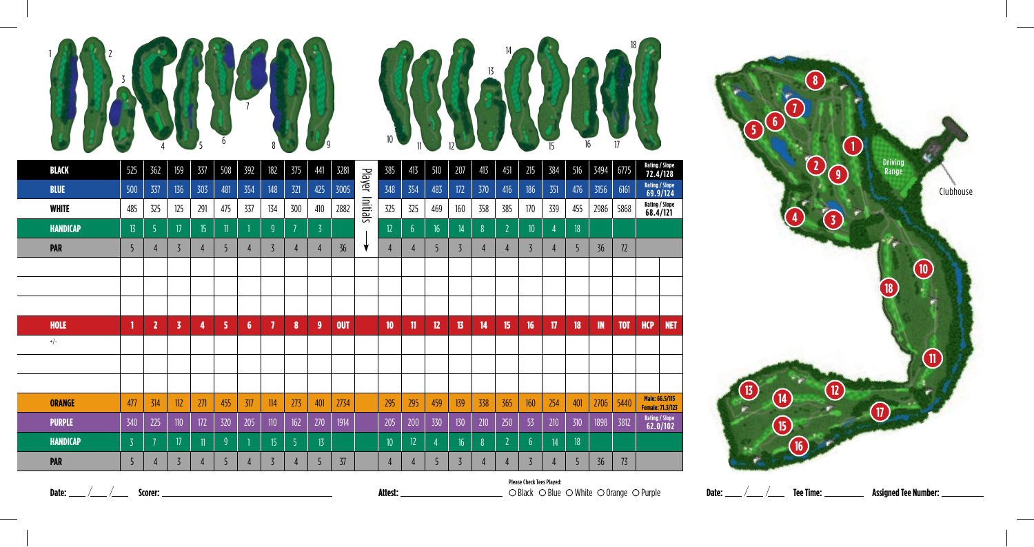| BLACK | 525 | 362 | 159 | 337 | 508 | 392 | 182 | 375 | 441 | 3281 | Player Initials | 385 | 413 | 510 | 207 | 413 | 451 | 215 | 384 | 516 | 3494 | 6775 | Rating / Slope 72.4/128 | |
|---|---|---|---|---|---|---|---|---|---|---|---|---|---|---|---|---|---|---|---|---|---|---|---|---|
| BLUE | 500 | 337 | 136 | 303 | 481 | 354 | 148 | 321 | 425 | 3005 | | 348 | 354 | 483 | 172 | 370 | 416 | 186 | 351 | 476 | 3156 | 6161 | Rating / Slope 69.9/124 | |
| WHITE | 485 | 325 | 125 | 291 | 475 | 337 | 134 | 300 | 410 | 2882 | | 325 | 325 | 469 | 160 | 358 | 385 | 170 | 339 | 455 | 2986 | 5868 | Rating / Slope 68.4/121 | |
| HANDICAP | 13 | 5 | 17 | 15 | 11 | 1 | 9 | 7 | 3 | | | 12 | 6 | 16 | 14 | 8 | 2 | 10 | 4 | 18 | | | | |
| PAR | 5 | 4 | 3 | 4 | 5 | 4 | 3 | 4 | 4 | 36 | | 4 | 4 | 5 | 3 | 4 | 4 | 3 | 4 | 5 | 36 | 72 | | |
| | | | | | | | | | | | | | | | | | | | | | | | | |
| | | | | | | | | | | | | | | | | | | | | | | | | |
| | | | | | | | | | | | | | | | | | | | | | | | | |
| HOLE | 1 | 2 | 3 | 4 | 5 | 6 | 7 | 8 | 9 | OUT | | 10 | 11 | 12 | 13 | 14 | 15 | 16 | 17 | 18 | IN | TOT | HCP | NET |
| +/- | | | | | | | | | | | | | | | | | | | | | | | | |
| | | | | | | | | | | | | | | | | | | | | | | | | |
| | | | | | | | | | | | | | | | | | | | | | | | | |
| ORANGE | 477 | 314 | 112 | 271 | 455 | 317 | 114 | 273 | 401 | 2734 | | 295 | 295 | 459 | 139 | 338 | 365 | 160 | 254 | 401 | 2706 | 5440 | Male: 66.5/115 Female: 71.3/123 | |
| PURPLE | 340 | 225 | 110 | 172 | 320 | 205 | 110 | 162 | 270 | 1914 | | 205 | 200 | 330 | 130 | 210 | 250 | 53 | 210 | 310 | 1898 | 3812 | Rating / Slope 62.0/102 | |
| HANDICAP | 3 | 7 | 17 | 11 | 9 | 1 | 15 | 5 | 13 | | | 10 | 12 | 4 | 16 | 8 | 2 | 6 | 14 | 18 | | | | |
| PAR | 5 | 4 | 3 | 4 | 5 | 4 | 3 | 4 | 5 | 37 | | 4 | 4 | 5 | 3 | 4 | 4 | 3 | 4 | 5 | 36 | 73 | | |

Date: ___/___/___ Scorer: ____________

Attest: ____________

Please Check Tees Played:
○ Black ○ Blue ○ White ○ Orange ○ Purple

Driving Range

Clubhouse

Date: ___/___/___ Tee Time: ________ Assigned Tee Number: ________